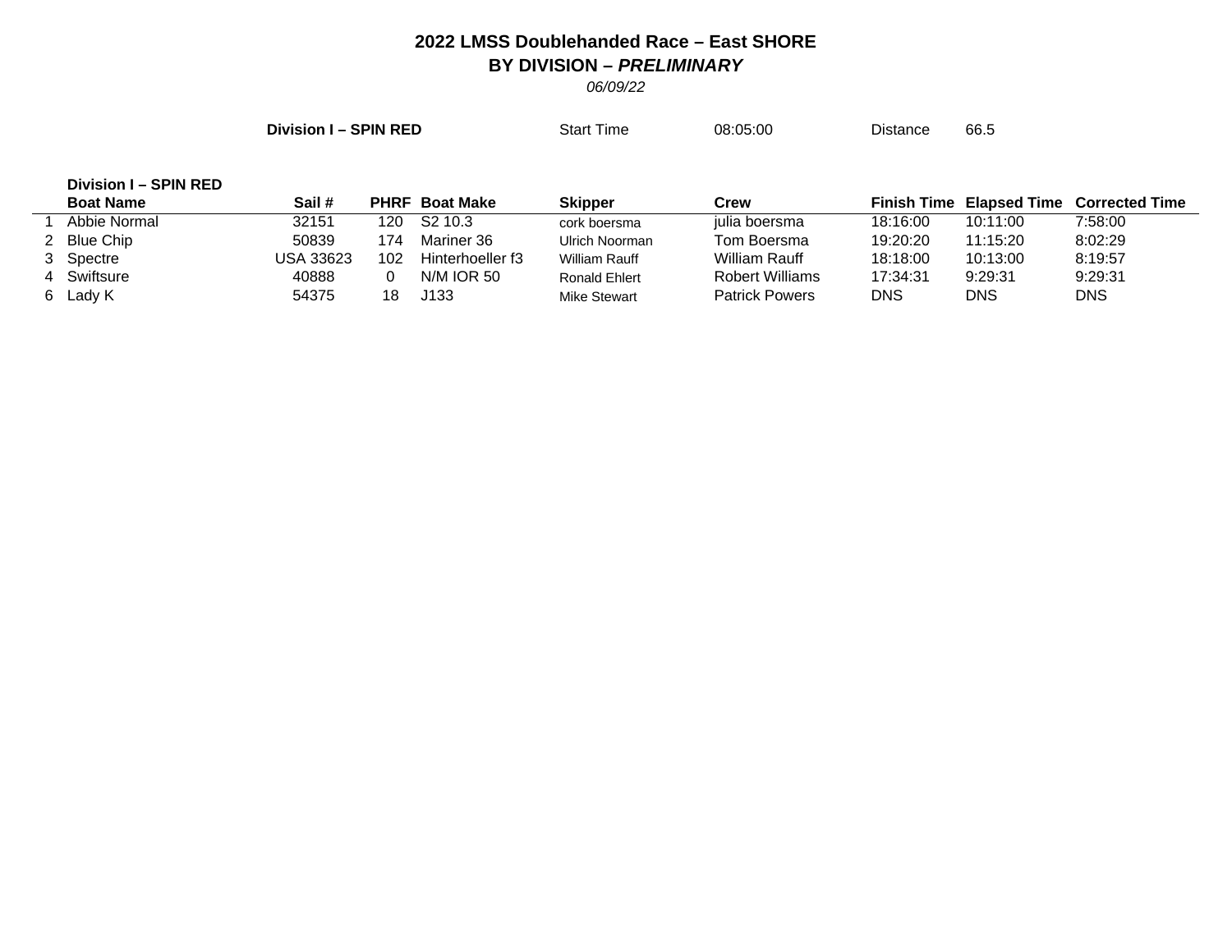## 2022 LMSS Doublehanded Race – East SHORE

### BY DIVISION – *PRELIMINARY*

*06/09/22*

**Division I – SPIN RED** Start Time 08:05:00 Distance 66.5

| | Division I – SPIN RED<br>Boat Name | Sail # | PHRF | Boat Make | Skipper | Crew | Finish Time | Elapsed Time | Corrected Time |
|---|---|---|---|---|---|---|---|---|---|
| 1 | Abbie Normal | 32151 | 120 | S2 10.3 | cork boersma | julia boersma | 18:16:00 | 10:11:00 | 7:58:00 |
| 2 | Blue Chip | 50839 | 174 | Mariner 36 | Ulrich Noorman | Tom Boersma | 19:20:20 | 11:15:20 | 8:02:29 |
| 3 | Spectre | USA 33623 | 102 | Hinterhoeller f3 | William Rauff | William Rauff | 18:18:00 | 10:13:00 | 8:19:57 |
| 4 | Swiftsure | 40888 | 0 | N/M IOR 50 | Ronald Ehlert | Robert Williams | 17:34:31 | 9:29:31 | 9:29:31 |
| 6 | Lady K | 54375 | 18 | J133 | Mike Stewart | Patrick Powers | DNS | DNS | DNS |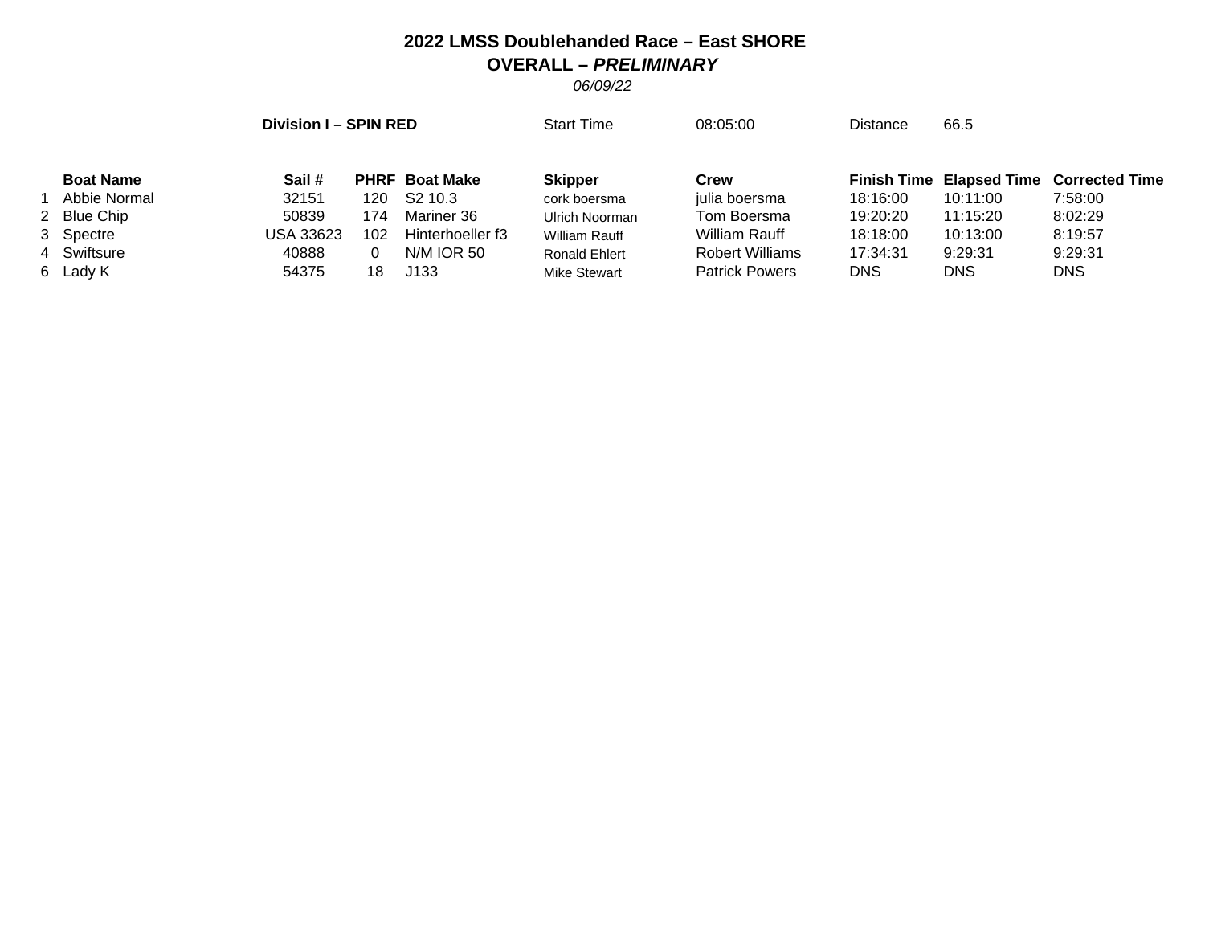**2022 LMSS Doublehanded Race – East SHORE**

**OVERALL – *PRELIMINARY***

*06/09/22*

**Division I – SPIN RED** Start Time 08:05:00 Distance 66.5

| | Boat Name | Sail # | PHRF | Boat Make | Skipper | Crew | Finish Time | Elapsed Time | Corrected Time |
|---|---|---|---|---|---|---|---|---|---|
| 1 | Abbie Normal | 32151 | 120 | S2 10.3 | cork boersma | julia boersma | 18:16:00 | 10:11:00 | 7:58:00 |
| 2 | Blue Chip | 50839 | 174 | Mariner 36 | Ulrich Noorman | Tom Boersma | 19:20:20 | 11:15:20 | 8:02:29 |
| 3 | Spectre | USA 33623 | 102 | Hinterhoeller f3 | William Rauff | William Rauff | 18:18:00 | 10:13:00 | 8:19:57 |
| 4 | Swiftsure | 40888 | 0 | N/M IOR 50 | Ronald Ehlert | Robert Williams | 17:34:31 | 9:29:31 | 9:29:31 |
| 6 | Lady K | 54375 | 18 | J133 | Mike Stewart | Patrick Powers | DNS | DNS | DNS |